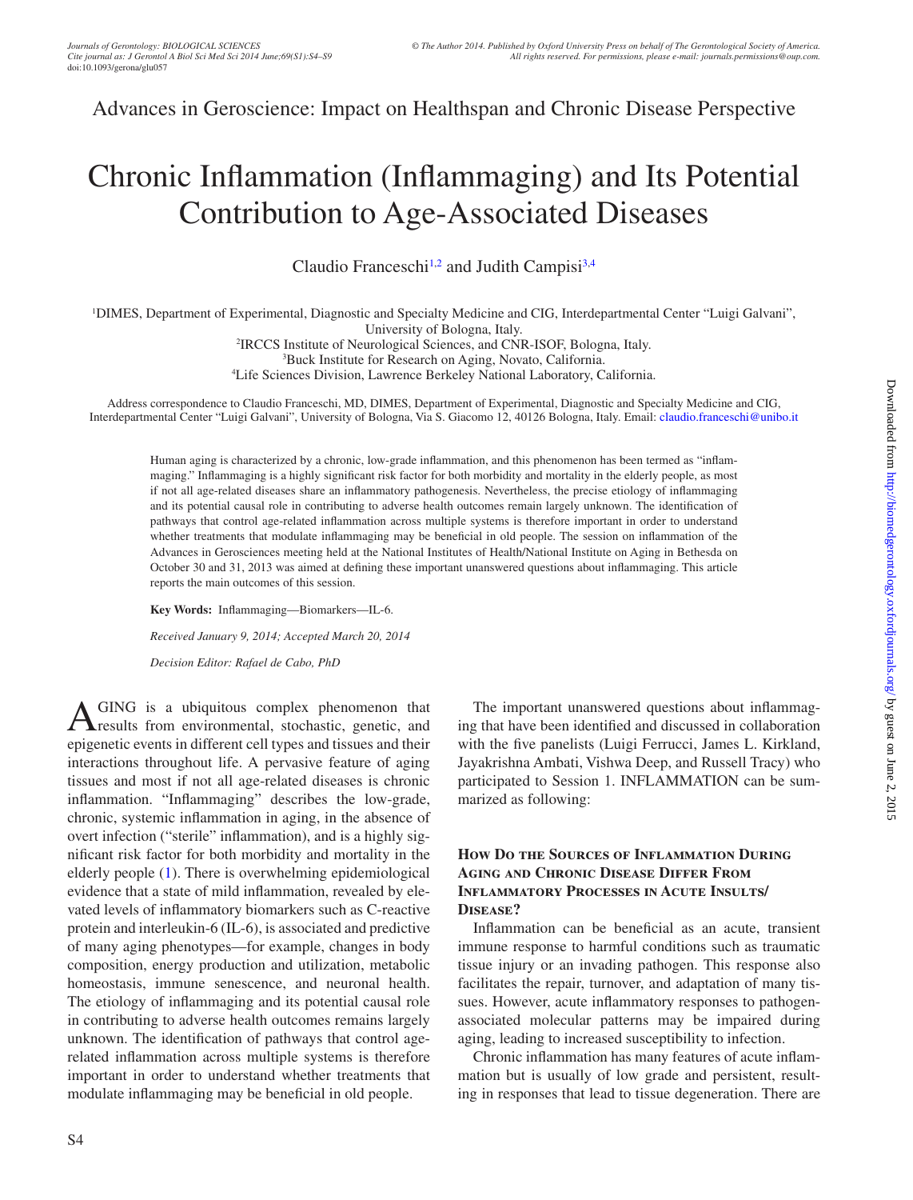Advances in Geroscience: Impact on Healthspan and Chronic Disease Perspective

# Chronic Inflammation (Inflammaging) and Its Potential Contribution to Age-Associated Diseases

Claudio Franceschi[1,2] and Judith Campisi[3,4]

[1]DIMES, Department of Experimental, Diagnostic and Specialty Medicine and CIG, Interdepartmental Center "Luigi Galvani", University of Bologna, Italy.
[2]IRCCS Institute of Neurological Sciences, and CNR-ISOF, Bologna, Italy.
[3]Buck Institute for Research on Aging, Novato, California.
[4]Life Sciences Division, Lawrence Berkeley National Laboratory, California.

Address correspondence to Claudio Franceschi, MD, DIMES, Department of Experimental, Diagnostic and Specialty Medicine and CIG, Interdepartmental Center "Luigi Galvani", University of Bologna, Via S. Giacomo 12, 40126 Bologna, Italy. Email: claudio.franceschi@unibo.it

Human aging is characterized by a chronic, low-grade inflammation, and this phenomenon has been termed as "inflammaging." Inflammaging is a highly significant risk factor for both morbidity and mortality in the elderly people, as most if not all age-related diseases share an inflammatory pathogenesis. Nevertheless, the precise etiology of inflammaging and its potential causal role in contributing to adverse health outcomes remain largely unknown. The identification of pathways that control age-related inflammation across multiple systems is therefore important in order to understand whether treatments that modulate inflammaging may be beneficial in old people. The session on inflammation of the Advances in Gerosciences meeting held at the National Institutes of Health/National Institute on Aging in Bethesda on October 30 and 31, 2013 was aimed at defining these important unanswered questions about inflammaging. This article reports the main outcomes of this session.

**Key Words:** Inflammaging—Biomarkers—IL-6.

*Received January 9, 2014; Accepted March 20, 2014*

*Decision Editor: Rafael de Cabo, PhD*

AGING is a ubiquitous complex phenomenon that results from environmental, stochastic, genetic, and epigenetic events in different cell types and tissues and their interactions throughout life. A pervasive feature of aging tissues and most if not all age-related diseases is chronic inflammation. "Inflammaging" describes the low-grade, chronic, systemic inflammation in aging, in the absence of overt infection ("sterile" inflammation), and is a highly significant risk factor for both morbidity and mortality in the elderly people (1). There is overwhelming epidemiological evidence that a state of mild inflammation, revealed by elevated levels of inflammatory biomarkers such as C-reactive protein and interleukin-6 (IL-6), is associated and predictive of many aging phenotypes—for example, changes in body composition, energy production and utilization, metabolic homeostasis, immune senescence, and neuronal health. The etiology of inflammaging and its potential causal role in contributing to adverse health outcomes remains largely unknown. The identification of pathways that control age-related inflammation across multiple systems is therefore important in order to understand whether treatments that modulate inflammaging may be beneficial in old people.

The important unanswered questions about inflammaging that have been identified and discussed in collaboration with the five panelists (Luigi Ferrucci, James L. Kirkland, Jayakrishna Ambati, Vishwa Deep, and Russell Tracy) who participated to Session 1. INFLAMMATION can be summarized as following:

## How Do the Sources of Inflammation During Aging and Chronic Disease Differ From Inflammatory Processes in Acute Insults/Disease?

Inflammation can be beneficial as an acute, transient immune response to harmful conditions such as traumatic tissue injury or an invading pathogen. This response also facilitates the repair, turnover, and adaptation of many tissues. However, acute inflammatory responses to pathogen-associated molecular patterns may be impaired during aging, leading to increased susceptibility to infection.

Chronic inflammation has many features of acute inflammation but is usually of low grade and persistent, resulting in responses that lead to tissue degeneration. There are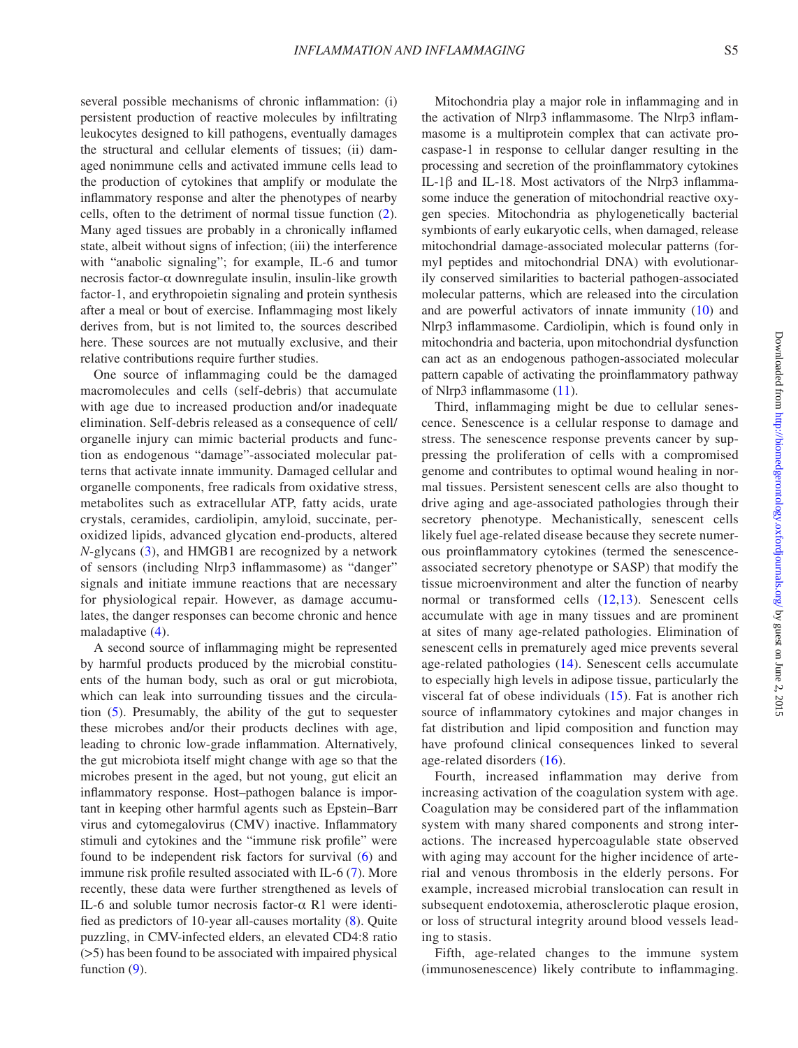several possible mechanisms of chronic inflammation: (i) persistent production of reactive molecules by infiltrating leukocytes designed to kill pathogens, eventually damages the structural and cellular elements of tissues; (ii) damaged nonimmune cells and activated immune cells lead to the production of cytokines that amplify or modulate the inflammatory response and alter the phenotypes of nearby cells, often to the detriment of normal tissue function (2). Many aged tissues are probably in a chronically inflamed state, albeit without signs of infection; (iii) the interference with "anabolic signaling"; for example, IL-6 and tumor necrosis factor-α downregulate insulin, insulin-like growth factor-1, and erythropoietin signaling and protein synthesis after a meal or bout of exercise. Inflammaging most likely derives from, but is not limited to, the sources described here. These sources are not mutually exclusive, and their relative contributions require further studies.

One source of inflammaging could be the damaged macromolecules and cells (self-debris) that accumulate with age due to increased production and/or inadequate elimination. Self-debris released as a consequence of cell/organelle injury can mimic bacterial products and function as endogenous "damage"-associated molecular patterns that activate innate immunity. Damaged cellular and organelle components, free radicals from oxidative stress, metabolites such as extracellular ATP, fatty acids, urate crystals, ceramides, cardiolipin, amyloid, succinate, peroxidized lipids, advanced glycation end-products, altered *N*-glycans (3), and HMGB1 are recognized by a network of sensors (including Nlrp3 inflammasome) as "danger" signals and initiate immune reactions that are necessary for physiological repair. However, as damage accumulates, the danger responses can become chronic and hence maladaptive (4).

A second source of inflammaging might be represented by harmful products produced by the microbial constituents of the human body, such as oral or gut microbiota, which can leak into surrounding tissues and the circulation (5). Presumably, the ability of the gut to sequester these microbes and/or their products declines with age, leading to chronic low-grade inflammation. Alternatively, the gut microbiota itself might change with age so that the microbes present in the aged, but not young, gut elicit an inflammatory response. Host–pathogen balance is important in keeping other harmful agents such as Epstein–Barr virus and cytomegalovirus (CMV) inactive. Inflammatory stimuli and cytokines and the "immune risk profile" were found to be independent risk factors for survival (6) and immune risk profile resulted associated with IL-6 (7). More recently, these data were further strengthened as levels of IL-6 and soluble tumor necrosis factor-α R1 were identified as predictors of 10-year all-causes mortality (8). Quite puzzling, in CMV-infected elders, an elevated CD4:8 ratio (>5) has been found to be associated with impaired physical function (9).

Mitochondria play a major role in inflammaging and in the activation of Nlrp3 inflammasome. The Nlrp3 inflammasome is a multiprotein complex that can activate pro-caspase-1 in response to cellular danger resulting in the processing and secretion of the proinflammatory cytokines IL-1β and IL-18. Most activators of the Nlrp3 inflammasome induce the generation of mitochondrial reactive oxygen species. Mitochondria as phylogenetically bacterial symbionts of early eukaryotic cells, when damaged, release mitochondrial damage-associated molecular patterns (formyl peptides and mitochondrial DNA) with evolutionarily conserved similarities to bacterial pathogen-associated molecular patterns, which are released into the circulation and are powerful activators of innate immunity (10) and Nlrp3 inflammasome. Cardiolipin, which is found only in mitochondria and bacteria, upon mitochondrial dysfunction can act as an endogenous pathogen-associated molecular pattern capable of activating the proinflammatory pathway of Nlrp3 inflammasome (11).

Third, inflammaging might be due to cellular senescence. Senescence is a cellular response to damage and stress. The senescence response prevents cancer by suppressing the proliferation of cells with a compromised genome and contributes to optimal wound healing in normal tissues. Persistent senescent cells are also thought to drive aging and age-associated pathologies through their secretory phenotype. Mechanistically, senescent cells likely fuel age-related disease because they secrete numerous proinflammatory cytokines (termed the senescence-associated secretory phenotype or SASP) that modify the tissue microenvironment and alter the function of nearby normal or transformed cells (12,13). Senescent cells accumulate with age in many tissues and are prominent at sites of many age-related pathologies. Elimination of senescent cells in prematurely aged mice prevents several age-related pathologies (14). Senescent cells accumulate to especially high levels in adipose tissue, particularly the visceral fat of obese individuals (15). Fat is another rich source of inflammatory cytokines and major changes in fat distribution and lipid composition and function may have profound clinical consequences linked to several age-related disorders (16).

Fourth, increased inflammation may derive from increasing activation of the coagulation system with age. Coagulation may be considered part of the inflammation system with many shared components and strong interactions. The increased hypercoagulable state observed with aging may account for the higher incidence of arterial and venous thrombosis in the elderly persons. For example, increased microbial translocation can result in subsequent endotoxemia, atherosclerotic plaque erosion, or loss of structural integrity around blood vessels leading to stasis.

Fifth, age-related changes to the immune system (immunosenescence) likely contribute to inflammaging.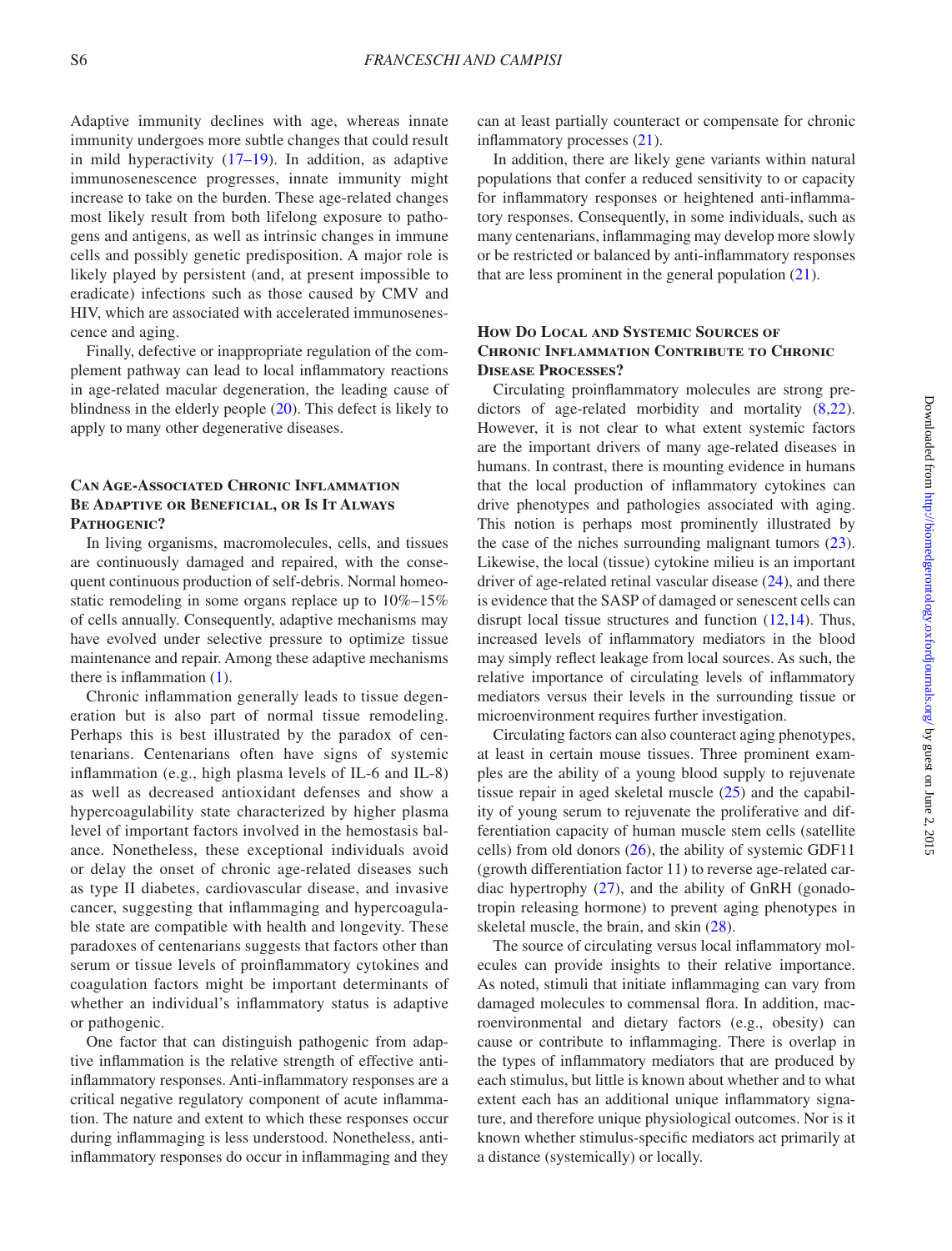Adaptive immunity declines with age, whereas innate immunity undergoes more subtle changes that could result in mild hyperactivity (17–19). In addition, as adaptive immunosenescence progresses, innate immunity might increase to take on the burden. These age-related changes most likely result from both lifelong exposure to pathogens and antigens, as well as intrinsic changes in immune cells and possibly genetic predisposition. A major role is likely played by persistent (and, at present impossible to eradicate) infections such as those caused by CMV and HIV, which are associated with accelerated immunosenescence and aging.

Finally, defective or inappropriate regulation of the complement pathway can lead to local inflammatory reactions in age-related macular degeneration, the leading cause of blindness in the elderly people (20). This defect is likely to apply to many other degenerative diseases.

## Can Age-Associated Chronic Inflammation Be Adaptive or Beneficial, or Is It Always Pathogenic?

In living organisms, macromolecules, cells, and tissues are continuously damaged and repaired, with the consequent continuous production of self-debris. Normal homeostatic remodeling in some organs replace up to 10%–15% of cells annually. Consequently, adaptive mechanisms may have evolved under selective pressure to optimize tissue maintenance and repair. Among these adaptive mechanisms there is inflammation (1).

Chronic inflammation generally leads to tissue degeneration but is also part of normal tissue remodeling. Perhaps this is best illustrated by the paradox of centenarians. Centenarians often have signs of systemic inflammation (e.g., high plasma levels of IL-6 and IL-8) as well as decreased antioxidant defenses and show a hypercoagulability state characterized by higher plasma level of important factors involved in the hemostasis balance. Nonetheless, these exceptional individuals avoid or delay the onset of chronic age-related diseases such as type II diabetes, cardiovascular disease, and invasive cancer, suggesting that inflammaging and hypercoagulable state are compatible with health and longevity. These paradoxes of centenarians suggests that factors other than serum or tissue levels of proinflammatory cytokines and coagulation factors might be important determinants of whether an individual's inflammatory status is adaptive or pathogenic.

One factor that can distinguish pathogenic from adaptive inflammation is the relative strength of effective anti-inflammatory responses. Anti-inflammatory responses are a critical negative regulatory component of acute inflammation. The nature and extent to which these responses occur during inflammaging is less understood. Nonetheless, anti-inflammatory responses do occur in inflammaging and they can at least partially counteract or compensate for chronic inflammatory processes (21).

In addition, there are likely gene variants within natural populations that confer a reduced sensitivity to or capacity for inflammatory responses or heightened anti-inflammatory responses. Consequently, in some individuals, such as many centenarians, inflammaging may develop more slowly or be restricted or balanced by anti-inflammatory responses that are less prominent in the general population (21).

## How Do Local and Systemic Sources of Chronic Inflammation Contribute to Chronic Disease Processes?

Circulating proinflammatory molecules are strong predictors of age-related morbidity and mortality (8,22). However, it is not clear to what extent systemic factors are the important drivers of many age-related diseases in humans. In contrast, there is mounting evidence in humans that the local production of inflammatory cytokines can drive phenotypes and pathologies associated with aging. This notion is perhaps most prominently illustrated by the case of the niches surrounding malignant tumors (23). Likewise, the local (tissue) cytokine milieu is an important driver of age-related retinal vascular disease (24), and there is evidence that the SASP of damaged or senescent cells can disrupt local tissue structures and function (12,14). Thus, increased levels of inflammatory mediators in the blood may simply reflect leakage from local sources. As such, the relative importance of circulating levels of inflammatory mediators versus their levels in the surrounding tissue or microenvironment requires further investigation.

Circulating factors can also counteract aging phenotypes, at least in certain mouse tissues. Three prominent examples are the ability of a young blood supply to rejuvenate tissue repair in aged skeletal muscle (25) and the capability of young serum to rejuvenate the proliferative and differentiation capacity of human muscle stem cells (satellite cells) from old donors (26), the ability of systemic GDF11 (growth differentiation factor 11) to reverse age-related cardiac hypertrophy (27), and the ability of GnRH (gonadotropin releasing hormone) to prevent aging phenotypes in skeletal muscle, the brain, and skin (28).

The source of circulating versus local inflammatory molecules can provide insights to their relative importance. As noted, stimuli that initiate inflammaging can vary from damaged molecules to commensal flora. In addition, macroenvironmental and dietary factors (e.g., obesity) can cause or contribute to inflammaging. There is overlap in the types of inflammatory mediators that are produced by each stimulus, but little is known about whether and to what extent each has an additional unique inflammatory signature, and therefore unique physiological outcomes. Nor is it known whether stimulus-specific mediators act primarily at a distance (systemically) or locally.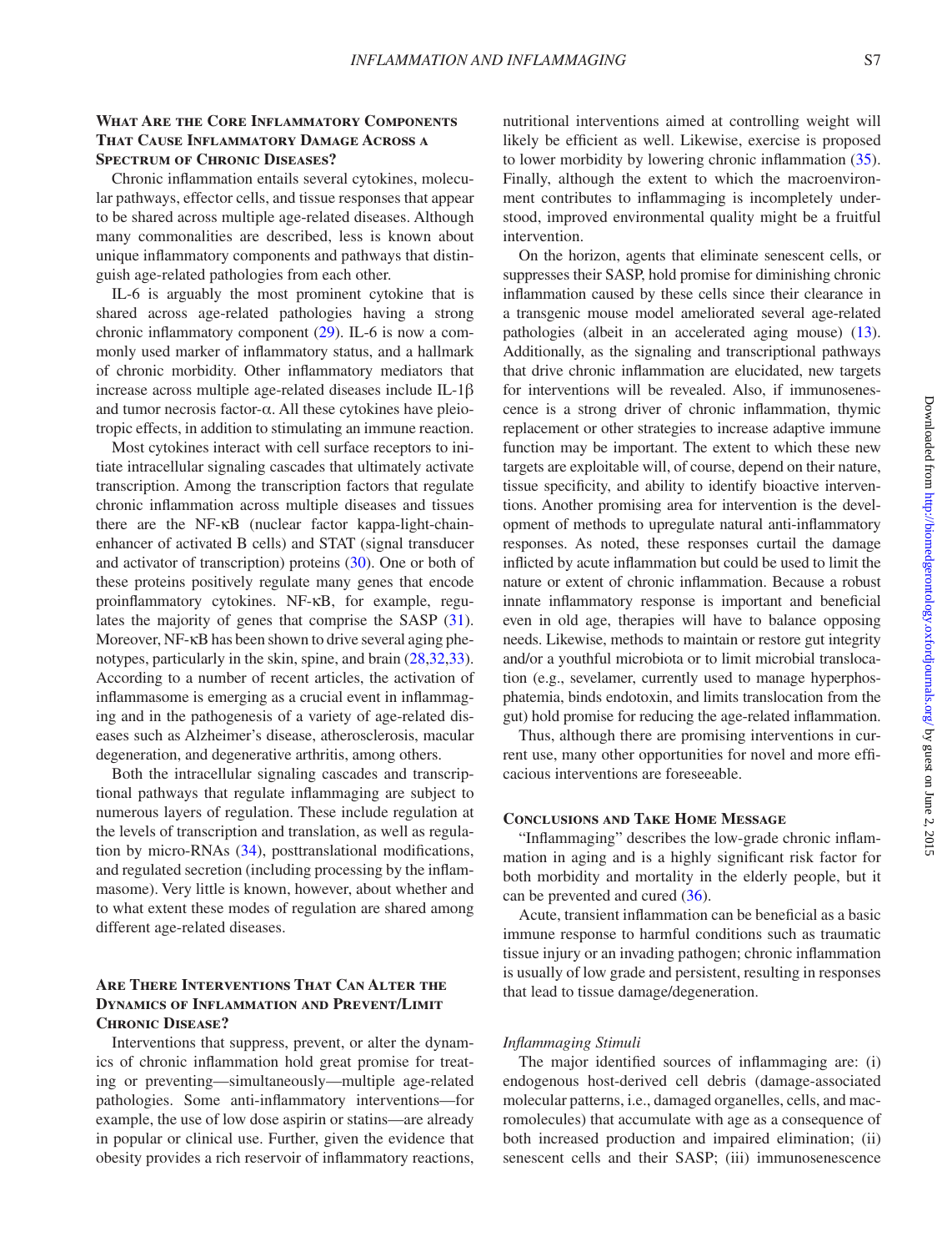## What Are the Core Inflammatory Components That Cause Inflammatory Damage Across a Spectrum of Chronic Diseases?

Chronic inflammation entails several cytokines, molecular pathways, effector cells, and tissue responses that appear to be shared across multiple age-related diseases. Although many commonalities are described, less is known about unique inflammatory components and pathways that distinguish age-related pathologies from each other.

IL-6 is arguably the most prominent cytokine that is shared across age-related pathologies having a strong chronic inflammatory component (29). IL-6 is now a commonly used marker of inflammatory status, and a hallmark of chronic morbidity. Other inflammatory mediators that increase across multiple age-related diseases include IL-1β and tumor necrosis factor-α. All these cytokines have pleiotropic effects, in addition to stimulating an immune reaction.

Most cytokines interact with cell surface receptors to initiate intracellular signaling cascades that ultimately activate transcription. Among the transcription factors that regulate chronic inflammation across multiple diseases and tissues there are the NF-κB (nuclear factor kappa-light-chain-enhancer of activated B cells) and STAT (signal transducer and activator of transcription) proteins (30). One or both of these proteins positively regulate many genes that encode proinflammatory cytokines. NF-κB, for example, regulates the majority of genes that comprise the SASP (31). Moreover, NF-κB has been shown to drive several aging phenotypes, particularly in the skin, spine, and brain (28,32,33). According to a number of recent articles, the activation of inflammasome is emerging as a crucial event in inflammaging and in the pathogenesis of a variety of age-related diseases such as Alzheimer's disease, atherosclerosis, macular degeneration, and degenerative arthritis, among others.

Both the intracellular signaling cascades and transcriptional pathways that regulate inflammaging are subject to numerous layers of regulation. These include regulation at the levels of transcription and translation, as well as regulation by micro-RNAs (34), posttranslational modifications, and regulated secretion (including processing by the inflammasome). Very little is known, however, about whether and to what extent these modes of regulation are shared among different age-related diseases.

## Are There Interventions That Can Alter the Dynamics of Inflammation and Prevent/Limit Chronic Disease?

Interventions that suppress, prevent, or alter the dynamics of chronic inflammation hold great promise for treating or preventing—simultaneously—multiple age-related pathologies. Some anti-inflammatory interventions—for example, the use of low dose aspirin or statins—are already in popular or clinical use. Further, given the evidence that obesity provides a rich reservoir of inflammatory reactions, nutritional interventions aimed at controlling weight will likely be efficient as well. Likewise, exercise is proposed to lower morbidity by lowering chronic inflammation (35). Finally, although the extent to which the macroenvironment contributes to inflammaging is incompletely understood, improved environmental quality might be a fruitful intervention.

On the horizon, agents that eliminate senescent cells, or suppresses their SASP, hold promise for diminishing chronic inflammation caused by these cells since their clearance in a transgenic mouse model ameliorated several age-related pathologies (albeit in an accelerated aging mouse) (13). Additionally, as the signaling and transcriptional pathways that drive chronic inflammation are elucidated, new targets for interventions will be revealed. Also, if immunosenescence is a strong driver of chronic inflammation, thymic replacement or other strategies to increase adaptive immune function may be important. The extent to which these new targets are exploitable will, of course, depend on their nature, tissue specificity, and ability to identify bioactive interventions. Another promising area for intervention is the development of methods to upregulate natural anti-inflammatory responses. As noted, these responses curtail the damage inflicted by acute inflammation but could be used to limit the nature or extent of chronic inflammation. Because a robust innate inflammatory response is important and beneficial even in old age, therapies will have to balance opposing needs. Likewise, methods to maintain or restore gut integrity and/or a youthful microbiota or to limit microbial translocation (e.g., sevelamer, currently used to manage hyperphosphatemia, binds endotoxin, and limits translocation from the gut) hold promise for reducing the age-related inflammation.

Thus, although there are promising interventions in current use, many other opportunities for novel and more efficacious interventions are foreseeable.

## Conclusions and Take Home Message

"Inflammaging" describes the low-grade chronic inflammation in aging and is a highly significant risk factor for both morbidity and mortality in the elderly people, but it can be prevented and cured (36).

Acute, transient inflammation can be beneficial as a basic immune response to harmful conditions such as traumatic tissue injury or an invading pathogen; chronic inflammation is usually of low grade and persistent, resulting in responses that lead to tissue damage/degeneration.

### *Inflammaging Stimuli*

The major identified sources of inflammaging are: (i) endogenous host-derived cell debris (damage-associated molecular patterns, i.e., damaged organelles, cells, and macromolecules) that accumulate with age as a consequence of both increased production and impaired elimination; (ii) senescent cells and their SASP; (iii) immunosenescence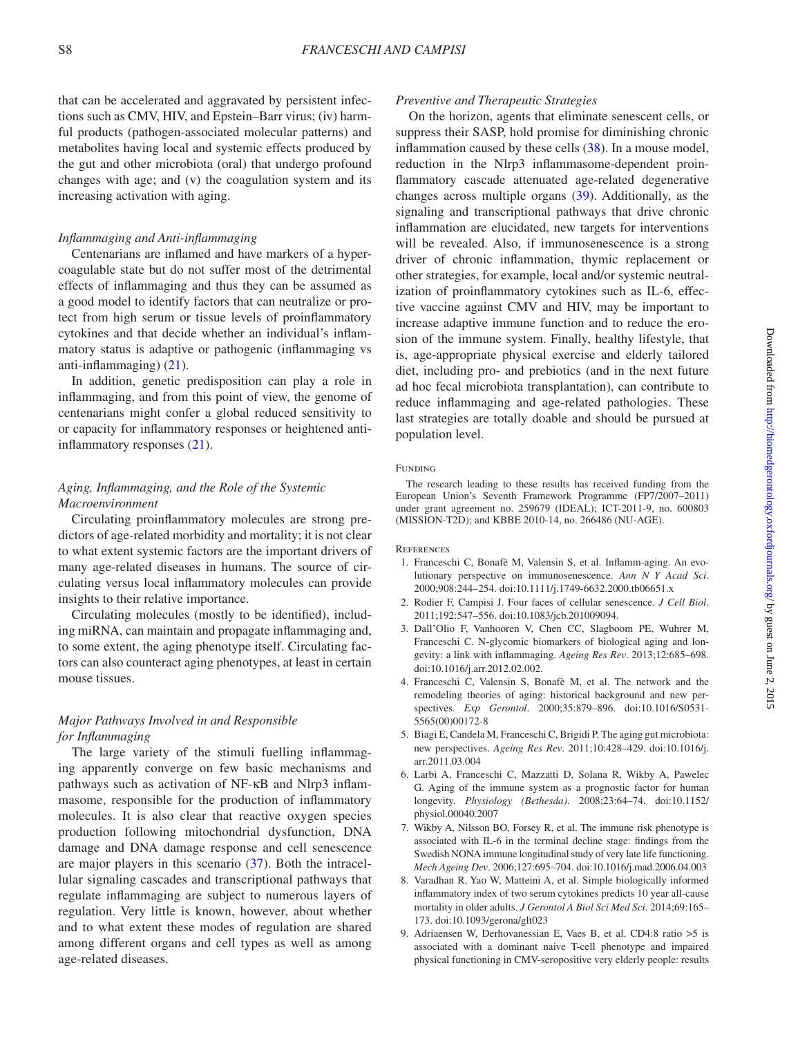that can be accelerated and aggravated by persistent infections such as CMV, HIV, and Epstein–Barr virus; (iv) harmful products (pathogen-associated molecular patterns) and metabolites having local and systemic effects produced by the gut and other microbiota (oral) that undergo profound changes with age; and (v) the coagulation system and its increasing activation with aging.

### *Inflammaging and Anti-inflammaging*

Centenarians are inflamed and have markers of a hypercoagulable state but do not suffer most of the detrimental effects of inflammaging and thus they can be assumed as a good model to identify factors that can neutralize or protect from high serum or tissue levels of proinflammatory cytokines and that decide whether an individual's inflammatory status is adaptive or pathogenic (inflammaging vs anti-inflammaging) (21).

In addition, genetic predisposition can play a role in inflammaging, and from this point of view, the genome of centenarians might confer a global reduced sensitivity to or capacity for inflammatory responses or heightened anti-inflammatory responses (21).

### *Aging, Inflammaging, and the Role of the Systemic Macroenvironment*

Circulating proinflammatory molecules are strong predictors of age-related morbidity and mortality; it is not clear to what extent systemic factors are the important drivers of many age-related diseases in humans. The source of circulating versus local inflammatory molecules can provide insights to their relative importance.

Circulating molecules (mostly to be identified), including miRNA, can maintain and propagate inflammaging and, to some extent, the aging phenotype itself. Circulating factors can also counteract aging phenotypes, at least in certain mouse tissues.

### *Major Pathways Involved in and Responsible for Inflammaging*

The large variety of the stimuli fuelling inflammaging apparently converge on few basic mechanisms and pathways such as activation of NF-κB and Nlrp3 inflammasome, responsible for the production of inflammatory molecules. It is also clear that reactive oxygen species production following mitochondrial dysfunction, DNA damage and DNA damage response and cell senescence are major players in this scenario (37). Both the intracellular signaling cascades and transcriptional pathways that regulate inflammaging are subject to numerous layers of regulation. Very little is known, however, about whether and to what extent these modes of regulation are shared among different organs and cell types as well as among age-related diseases.

### *Preventive and Therapeutic Strategies*

On the horizon, agents that eliminate senescent cells, or suppress their SASP, hold promise for diminishing chronic inflammation caused by these cells (38). In a mouse model, reduction in the Nlrp3 inflammasome-dependent proinflammatory cascade attenuated age-related degenerative changes across multiple organs (39). Additionally, as the signaling and transcriptional pathways that drive chronic inflammation are elucidated, new targets for interventions will be revealed. Also, if immunosenescence is a strong driver of chronic inflammation, thymic replacement or other strategies, for example, local and/or systemic neutralization of proinflammatory cytokines such as IL-6, effective vaccine against CMV and HIV, may be important to increase adaptive immune function and to reduce the erosion of the immune system. Finally, healthy lifestyle, that is, age-appropriate physical exercise and elderly tailored diet, including pro- and prebiotics (and in the next future ad hoc fecal microbiota transplantation), can contribute to reduce inflammaging and age-related pathologies. These last strategies are totally doable and should be pursued at population level.

## Funding

The research leading to these results has received funding from the European Union's Seventh Framework Programme (FP7/2007–2011) under grant agreement no. 259679 (IDEAL); ICT-2011-9, no. 600803 (MISSION-T2D); and KBBE 2010-14, no. 266486 (NU-AGE).

## References

1. Franceschi C, Bonafè M, Valensin S, et al. Inflamm-aging. An evolutionary perspective on immunosenescence. *Ann N Y Acad Sci*. 2000;908:244–254. doi:10.1111/j.1749-6632.2000.tb06651.x
2. Rodier F, Campisi J. Four faces of cellular senescence. *J Cell Biol*. 2011;192:547–556. doi:10.1083/jcb.201009094.
3. Dall'Olio F, Vanhooren V, Chen CC, Slagboom PE, Wuhrer M, Franceschi C. N-glycomic biomarkers of biological aging and longevity: a link with inflammaging. *Ageing Res Rev*. 2013;12:685–698. doi:10.1016/j.arr.2012.02.002.
4. Franceschi C, Valensin S, Bonafè M, et al. The network and the remodeling theories of aging: historical background and new perspectives. *Exp Gerontol*. 2000;35:879–896. doi:10.1016/S0531-5565(00)00172-8
5. Biagi E, Candela M, Franceschi C, Brigidi P. The aging gut microbiota: new perspectives. *Ageing Res Rev*. 2011;10:428–429. doi:10.1016/j.arr.2011.03.004
6. Larbi A, Franceschi C, Mazzatti D, Solana R, Wikby A, Pawelec G. Aging of the immune system as a prognostic factor for human longevity. *Physiology (Bethesda)*. 2008;23:64–74. doi:10.1152/physiol.00040.2007
7. Wikby A, Nilsson BO, Forsey R, et al. The immune risk phenotype is associated with IL-6 in the terminal decline stage: findings from the Swedish NONA immune longitudinal study of very late life functioning. *Mech Ageing Dev*. 2006;127:695–704. doi:10.1016/j.mad.2006.04.003
8. Varadhan R, Yao W, Matteini A, et al. Simple biologically informed inflammatory index of two serum cytokines predicts 10 year all-cause mortality in older adults. *J Gerontol A Biol Sci Med Sci*. 2014;69:165–173. doi:10.1093/gerona/glt023
9. Adriaensen W, Derhovanessian E, Vaes B, et al. CD4:8 ratio >5 is associated with a dominant naive T-cell phenotype and impaired physical functioning in CMV-seropositive very elderly people: results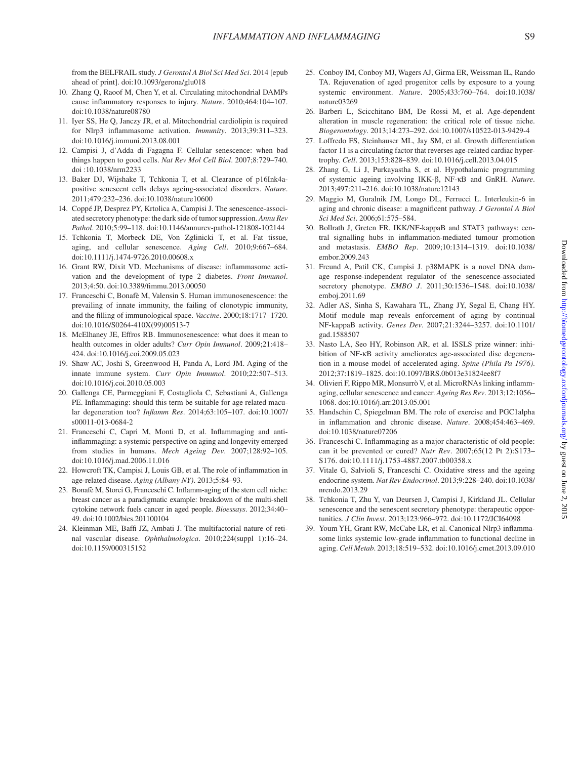from the BELFRAIL study. *J Gerontol A Biol Sci Med Sci*. 2014 [epub ahead of print]. doi:10.1093/gerona/glu018

10. Zhang Q, Raoof M, Chen Y, et al. Circulating mitochondrial DAMPs cause inflammatory responses to injury. *Nature*. 2010;464:104–107. doi:10.1038/nature08780
11. Iyer SS, He Q, Janczy JR, et al. Mitochondrial cardiolipin is required for Nlrp3 inflammasome activation. *Immunity*. 2013;39:311–323. doi:10.1016/j.immuni.2013.08.001
12. Campisi J, d'Adda di Fagagna F. Cellular senescence: when bad things happen to good cells. *Nat Rev Mol Cell Biol*. 2007;8:729–740. doi :10.1038/nrm2233
13. Baker DJ, Wijshake T, Tchkonia T, et al. Clearance of p16Ink4a-positive senescent cells delays ageing-associated disorders. *Nature*. 2011;479:232–236. doi:10.1038/nature10600
14. Coppé JP, Desprez PY, Krtolica A, Campisi J. The senescence-associated secretory phenotype: the dark side of tumor suppression. *Annu Rev Pathol*. 2010;5:99–118. doi:10.1146/annurev-pathol-121808-102144
15. Tchkonia T, Morbeck DE, Von Zglinicki T, et al. Fat tissue, aging, and cellular senescence. *Aging Cell*. 2010;9:667–684. doi:10.1111/j.1474-9726.2010.00608.x
16. Grant RW, Dixit VD. Mechanisms of disease: inflammasome activation and the development of type 2 diabetes. *Front Immunol*. 2013;4:50. doi:10.3389/fimmu.2013.00050
17. Franceschi C, Bonafè M, Valensin S. Human immunosenescence: the prevailing of innate immunity, the failing of clonotypic immunity, and the filling of immunological space. *Vaccine*. 2000;18:1717–1720. doi:10.1016/S0264-410X(99)00513-7
18. McElhaney JE, Effros RB. Immunosenescence: what does it mean to health outcomes in older adults? *Curr Opin Immunol*. 2009;21:418–424. doi:10.1016/j.coi.2009.05.023
19. Shaw AC, Joshi S, Greenwood H, Panda A, Lord JM. Aging of the innate immune system. *Curr Opin Immunol*. 2010;22:507–513. doi:10.1016/j.coi.2010.05.003
20. Gallenga CE, Parmeggiani F, Costagliola C, Sebastiani A, Gallenga PE. Inflammaging: should this term be suitable for age related macular degeneration too? *Inflamm Res*. 2014;63:105–107. doi:10.1007/s00011-013-0684-2
21. Franceschi C, Capri M, Monti D, et al. Inflammaging and anti-inflammaging: a systemic perspective on aging and longevity emerged from studies in humans. *Mech Ageing Dev*. 2007;128:92–105. doi:10.1016/j.mad.2006.11.016
22. Howcroft TK, Campisi J, Louis GB, et al. The role of inflammation in age-related disease. *Aging (Albany NY)*. 2013;5:84–93.
23. Bonafè M, Storci G, Franceschi C. Inflamm-aging of the stem cell niche: breast cancer as a paradigmatic example: breakdown of the multi-shell cytokine network fuels cancer in aged people. *Bioessays*. 2012;34:40–49. doi:10.1002/bies.201100104
24. Kleinman ME, Baffi JZ, Ambati J. The multifactorial nature of retinal vascular disease. *Ophthalmologica*. 2010;224(suppl 1):16–24. doi:10.1159/000315152
25. Conboy IM, Conboy MJ, Wagers AJ, Girma ER, Weissman IL, Rando TA. Rejuvenation of aged progenitor cells by exposure to a young systemic environment. *Nature*. 2005;433:760–764. doi:10.1038/nature03269
26. Barberi L, Scicchitano BM, De Rossi M, et al. Age-dependent alteration in muscle regeneration: the critical role of tissue niche. *Biogerontology*. 2013;14:273–292. doi:10.1007/s10522-013-9429-4
27. Loffredo FS, Steinhauser ML, Jay SM, et al. Growth differentiation factor 11 is a circulating factor that reverses age-related cardiac hypertrophy. *Cell*. 2013;153:828–839. doi:10.1016/j.cell.2013.04.015
28. Zhang G, Li J, Purkayastha S, et al. Hypothalamic programming of systemic ageing involving IKK-β, NF-κB and GnRH. *Nature*. 2013;497:211–216. doi:10.1038/nature12143
29. Maggio M, Guralnik JM, Longo DL, Ferrucci L. Interleukin-6 in aging and chronic disease: a magnificent pathway. *J Gerontol A Biol Sci Med Sci*. 2006;61:575–584.
30. Bollrath J, Greten FR. IKK/NF-kappaB and STAT3 pathways: central signalling hubs in inflammation-mediated tumour promotion and metastasis. *EMBO Rep*. 2009;10:1314–1319. doi:10.1038/embor.2009.243
31. Freund A, Patil CK, Campisi J. p38MAPK is a novel DNA damage response-independent regulator of the senescence-associated secretory phenotype. *EMBO J*. 2011;30:1536–1548. doi:10.1038/emboj.2011.69
32. Adler AS, Sinha S, Kawahara TL, Zhang JY, Segal E, Chang HY. Motif module map reveals enforcement of aging by continual NF-kappaB activity. *Genes Dev*. 2007;21:3244–3257. doi:10.1101/gad.1588507
33. Nasto LA, Seo HY, Robinson AR, et al. ISSLS prize winner: inhibition of NF-κB activity ameliorates age-associated disc degeneration in a mouse model of accelerated aging. *Spine (Phila Pa 1976)*. 2012;37:1819–1825. doi:10.1097/BRS.0b013e31824ee8f7
34. Olivieri F, Rippo MR, Monsurrò V, et al. MicroRNAs linking inflamm-aging, cellular senescence and cancer. *Ageing Res Rev*. 2013;12:1056–1068. doi:10.1016/j.arr.2013.05.001
35. Handschin C, Spiegelman BM. The role of exercise and PGC1alpha in inflammation and chronic disease. *Nature*. 2008;454:463–469. doi:10.1038/nature07206
36. Franceschi C. Inflammaging as a major characteristic of old people: can it be prevented or cured? *Nutr Rev*. 2007;65(12 Pt 2):S173–S176. doi:10.1111/j.1753-4887.2007.tb00358.x
37. Vitale G, Salvioli S, Franceschi C. Oxidative stress and the ageing endocrine system. *Nat Rev Endocrinol*. 2013;9:228–240. doi:10.1038/nrendo.2013.29
38. Tchkonia T, Zhu Y, van Deursen J, Campisi J, Kirkland JL. Cellular senescence and the senescent secretory phenotype: therapeutic opportunities. *J Clin Invest*. 2013;123:966–972. doi:10.1172/JCI64098
39. Youm YH, Grant RW, McCabe LR, et al. Canonical Nlrp3 inflammasome links systemic low-grade inflammation to functional decline in aging. *Cell Metab*. 2013;18:519–532. doi:10.1016/j.cmet.2013.09.010